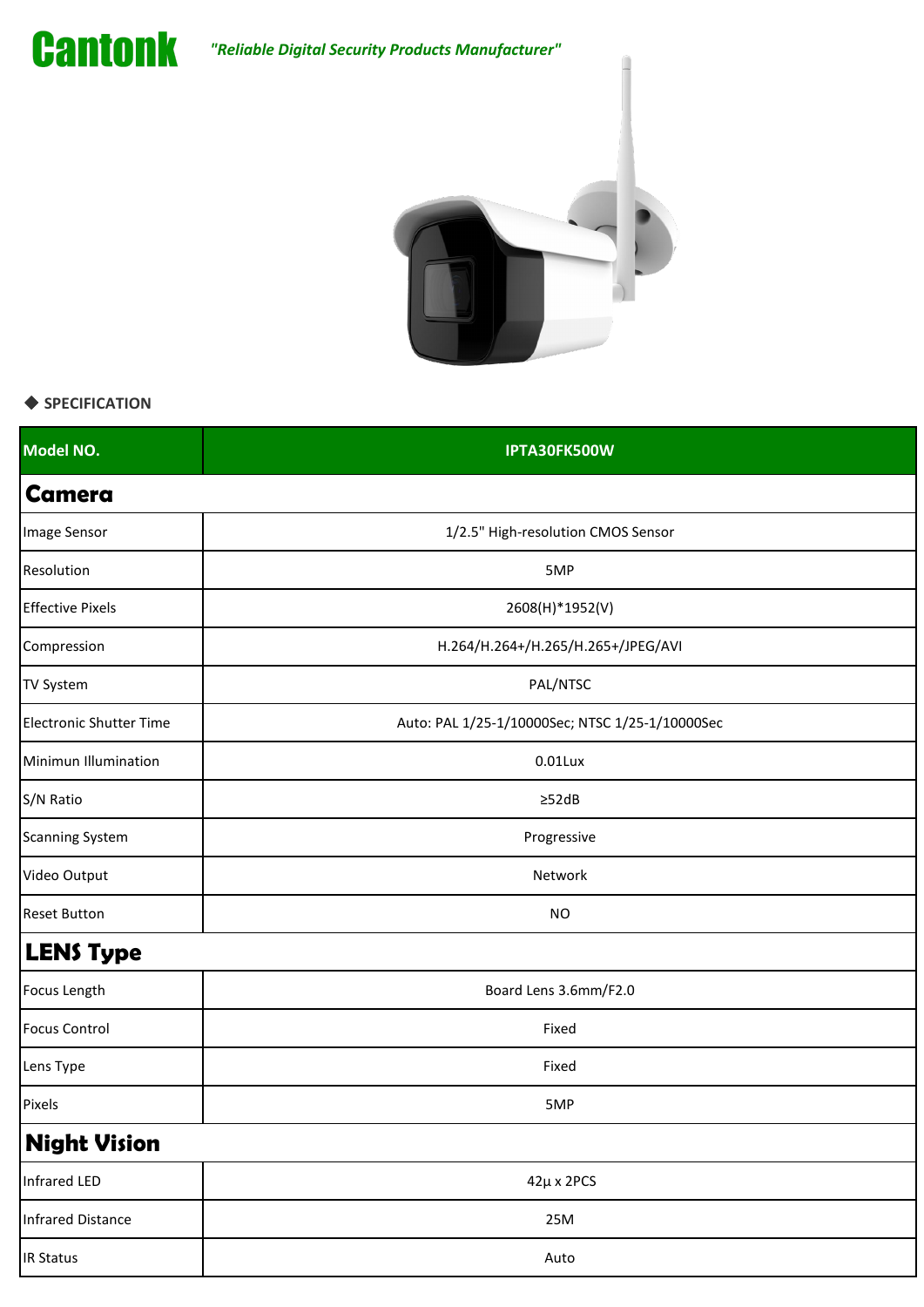# Cantonk

*"Reliable Digital Security Products Manufacturer"*

◆ **SPECIFICATION**

| Model NO. | IPTA30FK500W |
|---|---|
| **Camera** | |
| Image Sensor | 1/2.5" High-resolution CMOS Sensor |
| Resolution | 5MP |
| Effective Pixels | 2608(H)*1952(V) |
| Compression | H.264/H.264+/H.265/H.265+/JPEG/AVI |
| TV System | PAL/NTSC |
| Electronic Shutter Time | Auto: PAL 1/25-1/10000Sec; NTSC 1/25-1/10000Sec |
| Minimun Illumination | 0.01Lux |
| S/N Ratio | ≥52dB |
| Scanning System | Progressive |
| Video Output | Network |
| Reset Button | NO |
| **LENS Type** | |
| Focus Length | Board Lens 3.6mm/F2.0 |
| Focus Control | Fixed |
| Lens Type | Fixed |
| Pixels | 5MP |
| **Night Vision** | |
| Infrared LED | 42μ x 2PCS |
| Infrared Distance | 25M |
| IR Status | Auto |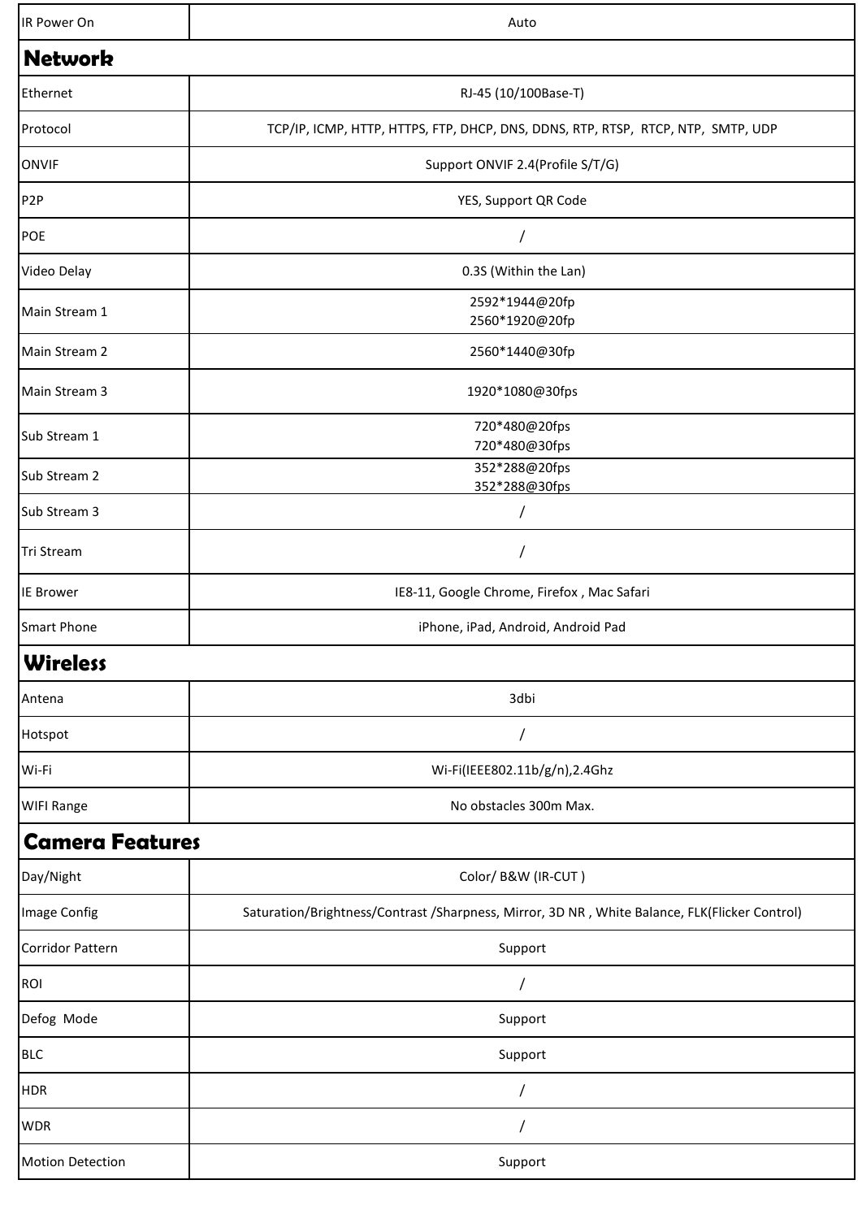| IR Power On | Auto |
|---|---|

## Network

| Ethernet | RJ-45 (10/100Base-T) |
|---|---|
| Protocol | TCP/IP, ICMP, HTTP, HTTPS, FTP, DHCP, DNS, DDNS, RTP, RTSP, RTCP, NTP, SMTP, UDP |
| ONVIF | Support ONVIF 2.4(Profile S/T/G) |
| P2P | YES, Support QR Code |
| POE | / |
| Video Delay | 0.3S (Within the Lan) |
| Main Stream 1 | 2592*1944@20fp<br>2560*1920@20fp |
| Main Stream 2 | 2560*1440@30fp |
| Main Stream 3 | 1920*1080@30fps |
| Sub Stream 1 | 720*480@20fps<br>720*480@30fps |
| Sub Stream 2 | 352*288@20fps<br>352*288@30fps |
| Sub Stream 3 | / |
| Tri Stream | / |
| IE Brower | IE8-11, Google Chrome, Firefox , Mac Safari |
| Smart Phone | iPhone, iPad, Android, Android Pad |

## Wireless

| Antena | 3dbi |
|---|---|
| Hotspot | / |
| Wi-Fi | Wi-Fi(IEEE802.11b/g/n),2.4Ghz |
| WIFI Range | No obstacles 300m Max. |

## Camera Features

| Day/Night | Color/ B&W (IR-CUT ) |
|---|---|
| Image Config | Saturation/Brightness/Contrast /Sharpness, Mirror, 3D NR , White Balance, FLK(Flicker Control) |
| Corridor Pattern | Support |
| ROI | / |
| Defog Mode | Support |
| BLC | Support |
| HDR | / |
| WDR | / |
| Motion Detection | Support |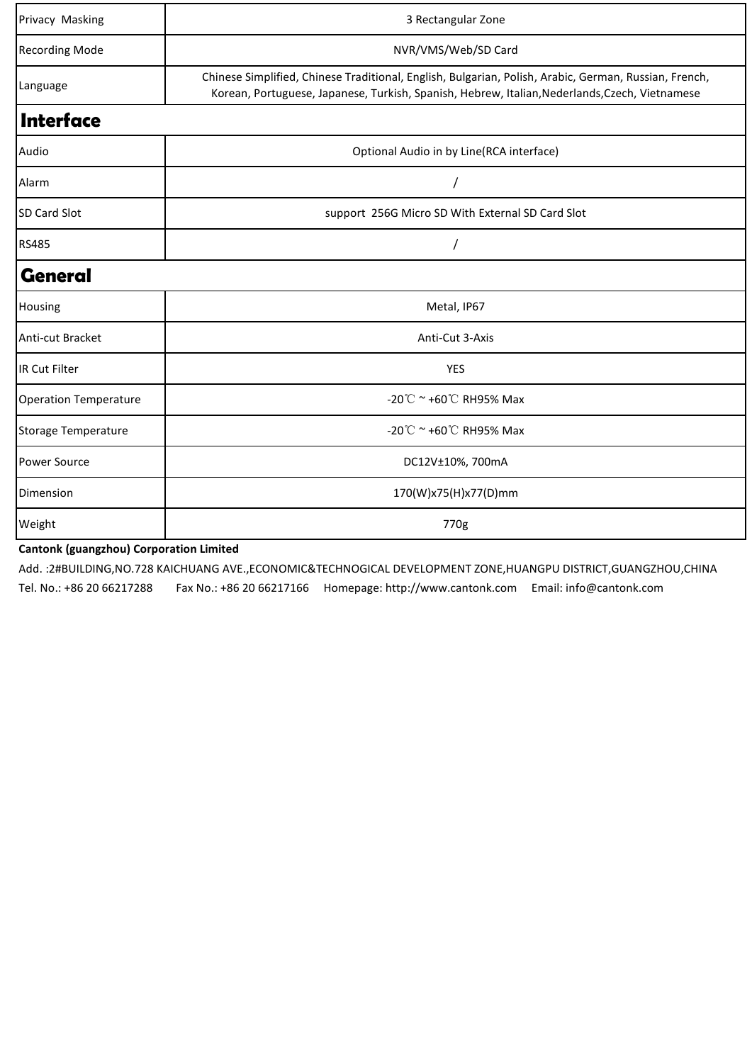| | |
|---|---|
| Privacy Masking | 3 Rectangular Zone |
| Recording Mode | NVR/VMS/Web/SD Card |
| Language | Chinese Simplified, Chinese Traditional, English, Bulgarian, Polish, Arabic, German, Russian, French, Korean, Portuguese, Japanese, Turkish, Spanish, Hebrew, Italian,Nederlands,Czech, Vietnamese |
| **Interface** | |
| Audio | Optional Audio in by Line(RCA interface) |
| Alarm | / |
| SD Card Slot | support 256G Micro SD With External SD Card Slot |
| RS485 | / |
| **General** | |
| Housing | Metal, IP67 |
| Anti-cut Bracket | Anti-Cut 3-Axis |
| IR Cut Filter | YES |
| Operation Temperature | -20℃ ~ +60℃ RH95% Max |
| Storage Temperature | -20℃ ~ +60℃ RH95% Max |
| Power Source | DC12V±10%, 700mA |
| Dimension | 170(W)x75(H)x77(D)mm |
| Weight | 770g |

**Cantonk (guangzhou) Corporation Limited**

Add. :2#BUILDING,NO.728 KAICHUANG AVE.,ECONOMIC&TECHNOGICAL DEVELOPMENT ZONE,HUANGPU DISTRICT,GUANGZHOU,CHINA

Tel. No.: +86 20 66217288 Fax No.: +86 20 66217166 Homepage: http://www.cantonk.com Email: info@cantonk.com